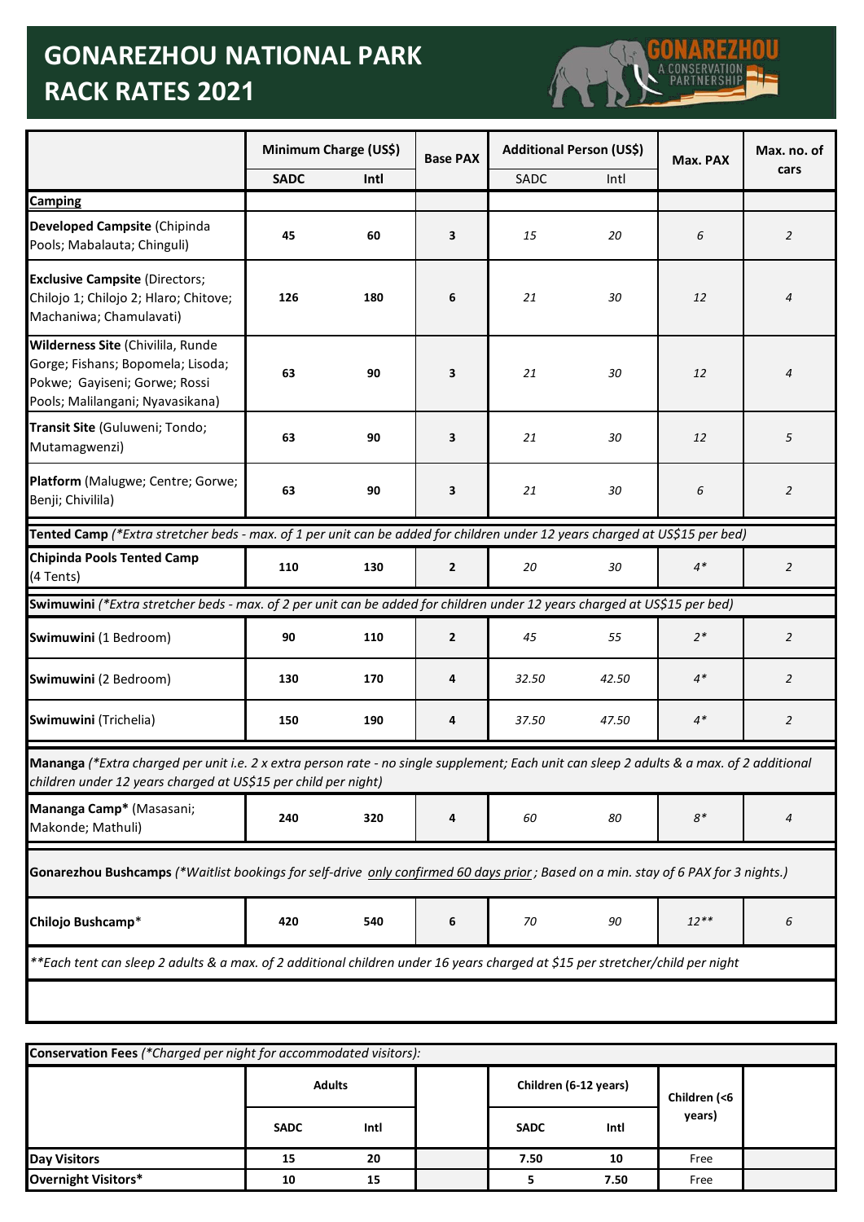# GONAREZHOU NATIONAL PARK RACK RATES 2021

GONAREZHOU A CONSERVATION PARTNERSHIP

| | Minimum Charge (US$) | | Base PAX | Additional Person (US$) | | Max. PAX | Max. no. of cars |
|---|---|---|---|---|---|---|---|
| | SADC | Intl | | SADC | Intl | | |
| **Camping** | | | | | | | |
| **Developed Campsite** (Chipinda Pools; Mabalauta; Chinguli) | 45 | 60 | 3 | *15* | *20* | *6* | *2* |
| **Exclusive Campsite** (Directors; Chilojo 1; Chilojo 2; Hlaro; Chitove; Machaniwa; Chamulavati) | 126 | 180 | 6 | *21* | *30* | *12* | *4* |
| **Wilderness Site** (Chivilila, Runde Gorge; Fishans; Bopomela; Lisoda; Pokwe; Gayiseni; Gorwe; Rossi Pools; Malilangani; Nyavasikana) | 63 | 90 | 3 | *21* | *30* | *12* | *4* |
| **Transit Site** (Guluweni; Tondo; Mutamagwenzi) | 63 | 90 | 3 | *21* | *30* | *12* | *5* |
| **Platform** (Malugwe; Centre; Gorwe; Benji; Chivilila) | 63 | 90 | 3 | *21* | *30* | *6* | *2* |
| **Tented Camp** *(\*Extra stretcher beds - max. of 1 per unit can be added for children under 12 years charged at US$15 per bed)* | | | | | | | |
| **Chipinda Pools Tented Camp** (4 Tents) | 110 | 130 | 2 | *20* | *30* | *4\** | *2* |
| **Swimuwini** *(\*Extra stretcher beds - max. of 2 per unit can be added for children under 12 years charged at US$15 per bed)* | | | | | | | |
| **Swimuwini** (1 Bedroom) | 90 | 110 | 2 | *45* | *55* | *2\** | *2* |
| **Swimuwini** (2 Bedroom) | 130 | 170 | 4 | *32.50* | *42.50* | *4\** | *2* |
| **Swimuwini** (Trichelia) | 150 | 190 | 4 | *37.50* | *47.50* | *4\** | *2* |
| **Mananga** *(\*Extra charged per unit i.e. 2 x extra person rate - no single supplement; Each unit can sleep 2 adults & a max. of 2 additional children under 12 years charged at US$15 per child per night)* | | | | | | | |
| **Mananga Camp\*** (Masasani; Makonde; Mathuli) | 240 | 320 | 4 | *60* | *80* | *8\** | *4* |
| **Gonarezhou Bushcamps** *(\*Waitlist bookings for self-drive only confirmed 60 days prior; Based on a min. stay of 6 PAX for 3 nights.)* | | | | | | | |
| **Chilojo Bushcamp\*** | 420 | 540 | 6 | *70* | *90* | *12\*\** | *6* |
| *\*\*Each tent can sleep 2 adults & a max. of 2 additional children under 16 years charged at $15 per stretcher/child per night* | | | | | | | |

| **Conservation Fees** *(\*Charged per night for accommodated visitors):* | Adults | | | Children (6-12 years) | | Children (<6 years) | |
|---|---|---|---|---|---|---|---|
| | SADC | Intl | | SADC | Intl | | |
| **Day Visitors** | 15 | 20 | | 7.50 | 10 | Free | |
| **Overnight Visitors\*** | 10 | 15 | | 5 | 7.50 | Free | |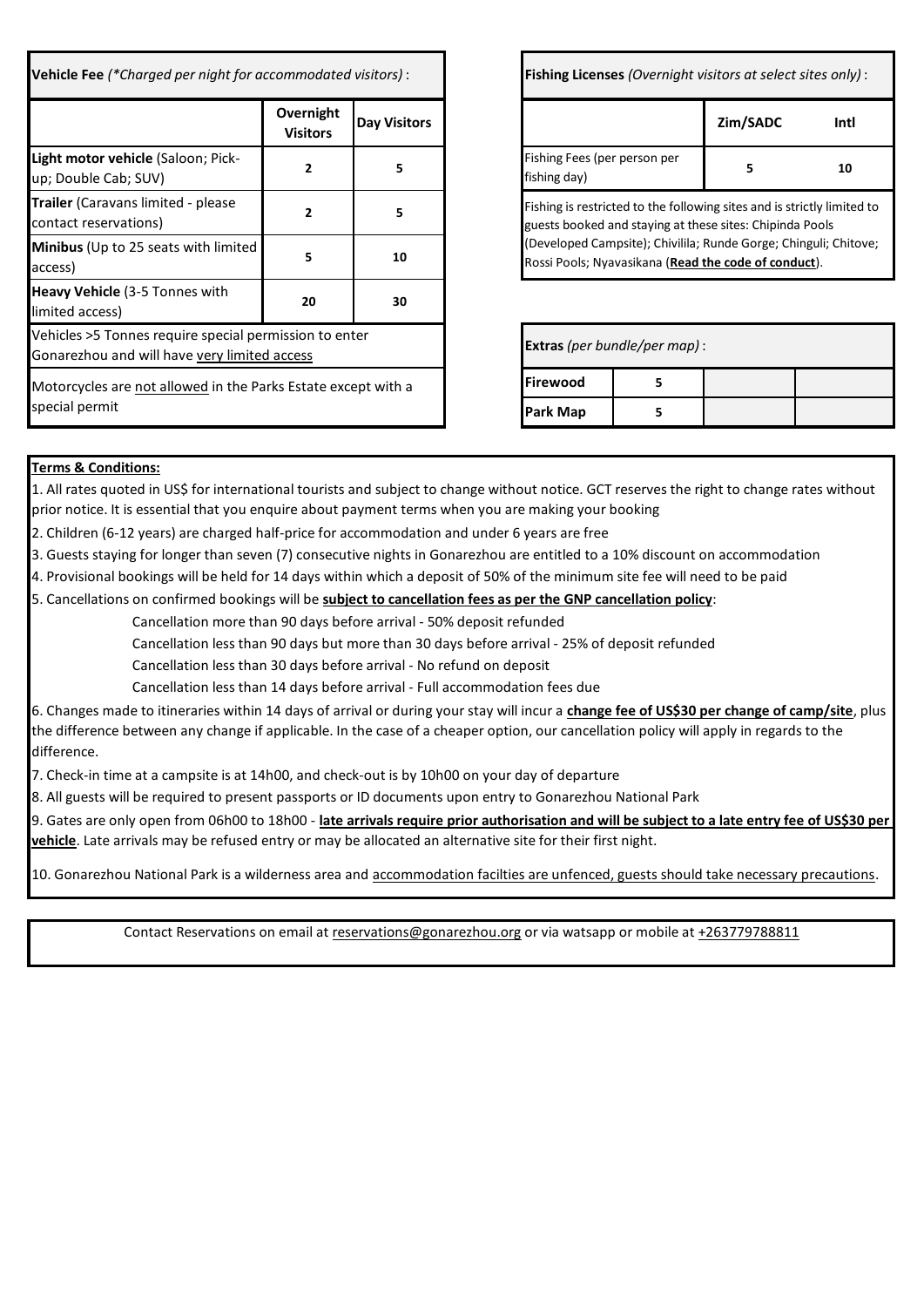**Vehicle Fee** *(\*Charged per night for accommodated visitors)* :

| | Overnight Visitors | Day Visitors |
|---|---|---|
| **Light motor vehicle** (Saloon; Pick-up; Double Cab; SUV) | 2 | 5 |
| **Trailer** (Caravans limited - please contact reservations) | 2 | 5 |
| **Minibus** (Up to 25 seats with limited access) | 5 | 10 |
| **Heavy Vehicle** (3-5 Tonnes with limited access) | 20 | 30 |

Vehicles >5 Tonnes require special permission to enter Gonarezhou and will have very limited access

Motorcycles are not allowed in the Parks Estate except with a special permit

**Fishing Licenses** *(Overnight visitors at select sites only)* :

| | Zim/SADC | Intl |
|---|---|---|
| Fishing Fees (per person per fishing day) | 5 | 10 |

Fishing is restricted to the following sites and is strictly limited to guests booked and staying at these sites: Chipinda Pools (Developed Campsite); Chivilila; Runde Gorge; Chinguli; Chitove; Rossi Pools; Nyavasikana (**Read the code of conduct**).

**Extras** *(per bundle/per map)* :

| | | | |
|---|---|---|---|
| **Firewood** | 5 | | |
| **Park Map** | 5 | | |

**Terms & Conditions:**

1. All rates quoted in US$ for international tourists and subject to change without notice. GCT reserves the right to change rates without prior notice. It is essential that you enquire about payment terms when you are making your booking
2. Children (6-12 years) are charged half-price for accommodation and under 6 years are free
3. Guests staying for longer than seven (7) consecutive nights in Gonarezhou are entitled to a 10% discount on accommodation
4. Provisional bookings will be held for 14 days within which a deposit of 50% of the minimum site fee will need to be paid
5. Cancellations on confirmed bookings will be **subject to cancellation fees as per the GNP cancellation policy**:
   - Cancellation more than 90 days before arrival - 50% deposit refunded
   - Cancellation less than 90 days but more than 30 days before arrival - 25% of deposit refunded
   - Cancellation less than 30 days before arrival - No refund on deposit
   - Cancellation less than 14 days before arrival - Full accommodation fees due
6. Changes made to itineraries within 14 days of arrival or during your stay will incur a **change fee of US$30 per change of camp/site**, plus the difference between any change if applicable. In the case of a cheaper option, our cancellation policy will apply in regards to the difference.
7. Check-in time at a campsite is at 14h00, and check-out is by 10h00 on your day of departure
8. All guests will be required to present passports or ID documents upon entry to Gonarezhou National Park
9. Gates are only open from 06h00 to 18h00 - **late arrivals require prior authorisation and will be subject to a late entry fee of US$30 per vehicle**. Late arrivals may be refused entry or may be allocated an alternative site for their first night.
10. Gonarezhou National Park is a wilderness area and accommodation facilties are unfenced, guests should take necessary precautions.

Contact Reservations on email at reservations@gonarezhou.org or via watsapp or mobile at +263779788811